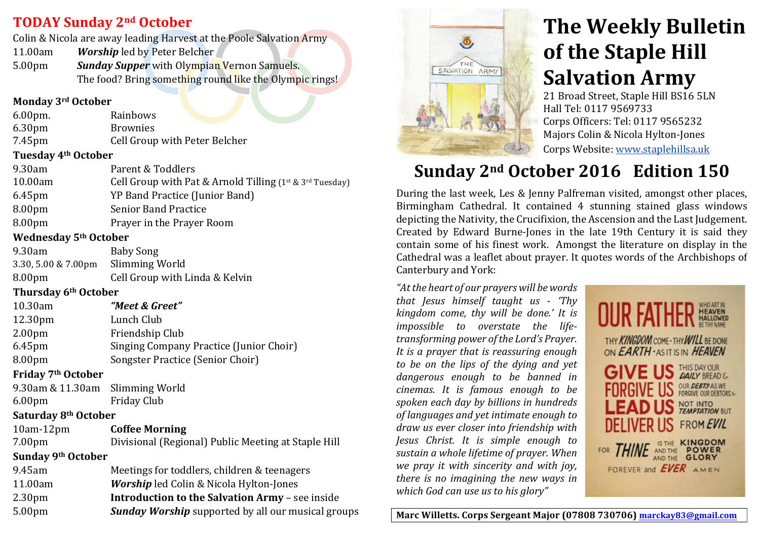# The Weekly Bulletin of the Staple Hill Salvation Army

21 Broad Street, Staple Hill BS16 5LN
Hall Tel: 0117 9569733
Corps Officers: Tel: 0117 9565232
Majors Colin & Nicola Hylton-Jones
Corps Website: www.staplehillsa.uk

## Sunday 2nd October 2016 Edition 150

## TODAY Sunday 2nd October

Colin & Nicola are away leading Harvest at the Poole Salvation Army

| | |
|---|---|
| 11.00am | ***Worship*** led by Peter Belcher |
| 5.00pm | ***Sunday Supper*** with Olympian Vernon Samuels. The food? Bring something round like the Olympic rings! |

### Monday 3rd October

| | |
|---|---|
| 6.00pm. | Rainbows |
| 6.30pm | Brownies |
| 7.45pm | Cell Group with Peter Belcher |

### Tuesday 4th October

| | |
|---|---|
| 9.30am | Parent & Toddlers |
| 10.00am | Cell Group with Pat & Arnold Tilling (1st & 3rd Tuesday) |
| 6.45pm | YP Band Practice (Junior Band) |
| 8.00pm | Senior Band Practice |
| 8.00pm | Prayer in the Prayer Room |

### Wednesday 5th October

| | |
|---|---|
| 9.30am | Baby Song |
| 3.30, 5.00 & 7.00pm | Slimming World |
| 8.00pm | Cell Group with Linda & Kelvin |

### Thursday 6th October

| | |
|---|---|
| 10.30am | ***"Meet & Greet"*** |
| 12.30pm | Lunch Club |
| 2.00pm | Friendship Club |
| 6.45pm | Singing Company Practice (Junior Choir) |
| 8.00pm | Songster Practice (Senior Choir) |

### Friday 7th October

| | |
|---|---|
| 9.30am & 11.30am | Slimming World |
| 6.00pm | Friday Club |

### Saturday 8th October

| | |
|---|---|
| 10am-12pm | **Coffee Morning** |
| 7.00pm | Divisional (Regional) Public Meeting at Staple Hill |

### Sunday 9th October

| | |
|---|---|
| 9.45am | Meetings for toddlers, children & teenagers |
| 11.00am | ***Worship*** led Colin & Nicola Hylton-Jones |
| 2.30pm | **Introduction to the Salvation Army** – see inside |
| 5.00pm | ***Sunday Worship*** supported by all our musical groups |

During the last week, Les & Jenny Palfreman visited, amongst other places, Birmingham Cathedral. It contained 4 stunning stained glass windows depicting the Nativity, the Crucifixion, the Ascension and the Last Judgement. Created by Edward Burne-Jones in the late 19th Century it is said they contain some of his finest work. Amongst the literature on display in the Cathedral was a leaflet about prayer. It quotes words of the Archbishops of Canterbury and York:

*"At the heart of our prayers will be words that Jesus himself taught us - 'Thy kingdom come, thy will be done.' It is impossible to overstate the life-transforming power of the Lord's Prayer. It is a prayer that is reassuring enough to be on the lips of the dying and yet dangerous enough to be banned in cinemas. It is famous enough to be spoken each day by billions in hundreds of languages and yet intimate enough to draw us ever closer into friendship with Jesus Christ. It is simple enough to sustain a whole lifetime of prayer. When we pray it with sincerity and with joy, there is no imagining the new ways in which God can use us to his glory"*

OUR FATHER WHO ART IN HEAVEN HALLOWED BE THY NAME
THY KINGDOM COME · THY WILL BE DONE ON EARTH · AS IT IS IN HEAVEN
GIVE US THIS DAY OUR DAILY BREAD &
FORGIVE US OUR DEBTS AS WE FORGIVE OUR DEBTORS &
LEAD US NOT INTO TEMPTATION BUT
DELIVER US FROM EVIL
FOR THINE IS THE KINGDOM AND THE POWER AND THE GLORY
FOREVER and EVER AMEN

**Marc Willetts. Corps Sergeant Major (07808 730706) marckay83@gmail.com**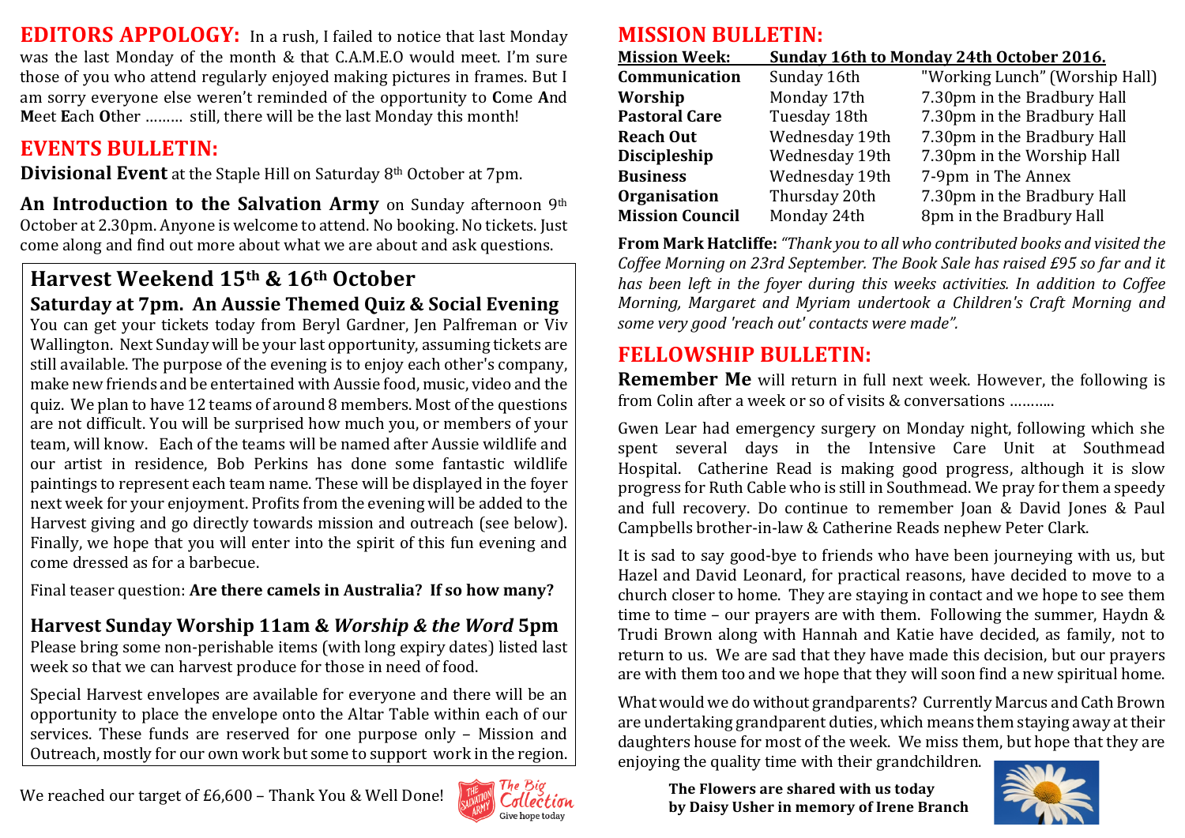## EDITORS APPOLOGY:

In a rush, I failed to notice that last Monday was the last Monday of the month & that C.A.M.E.O would meet. I'm sure those of you who attend regularly enjoyed making pictures in frames. But I am sorry everyone else weren't reminded of the opportunity to **C**ome **A**nd **M**eet **E**ach **O**ther ……… still, there will be the last Monday this month!

## EVENTS BULLETIN:

**Divisional Event** at the Staple Hill on Saturday 8th October at 7pm.

**An Introduction to the Salvation Army** on Sunday afternoon 9th October at 2.30pm. Anyone is welcome to attend. No booking. No tickets. Just come along and find out more about what we are about and ask questions.

### Harvest Weekend 15th & 16th October

**Saturday at 7pm. An Aussie Themed Quiz & Social Evening**

You can get your tickets today from Beryl Gardner, Jen Palfreman or Viv Wallington. Next Sunday will be your last opportunity, assuming tickets are still available. The purpose of the evening is to enjoy each other's company, make new friends and be entertained with Aussie food, music, video and the quiz. We plan to have 12 teams of around 8 members. Most of the questions are not difficult. You will be surprised how much you, or members of your team, will know. Each of the teams will be named after Aussie wildlife and our artist in residence, Bob Perkins has done some fantastic wildlife paintings to represent each team name. These will be displayed in the foyer next week for your enjoyment. Profits from the evening will be added to the Harvest giving and go directly towards mission and outreach (see below). Finally, we hope that you will enter into the spirit of this fun evening and come dressed as for a barbecue.

Final teaser question: **Are there camels in Australia? If so how many?**

**Harvest Sunday Worship 11am & *Worship & the Word* 5pm**

Please bring some non-perishable items (with long expiry dates) listed last week so that we can harvest produce for those in need of food.

Special Harvest envelopes are available for everyone and there will be an opportunity to place the envelope onto the Altar Table within each of our services. These funds are reserved for one purpose only – Mission and Outreach, mostly for our own work but some to support work in the region.

We reached our target of £6,600 – Thank You & Well Done!

The Big Collection
Give hope today

## MISSION BULLETIN:

| Mission Week: | Sunday 16th to Monday 24th October 2016. | |
|---|---|---|
| **Communication** | Sunday 16th | "Working Lunch" (Worship Hall) |
| **Worship** | Monday 17th | 7.30pm in the Bradbury Hall |
| **Pastoral Care** | Tuesday 18th | 7.30pm in the Bradbury Hall |
| **Reach Out** | Wednesday 19th | 7.30pm in the Bradbury Hall |
| **Discipleship** | Wednesday 19th | 7.30pm in the Worship Hall |
| **Business** | Wednesday 19th | 7-9pm in The Annex |
| **Organisation** | Thursday 20th | 7.30pm in the Bradbury Hall |
| **Mission Council** | Monday 24th | 8pm in the Bradbury Hall |

**From Mark Hatcliffe:** *"Thank you to all who contributed books and visited the Coffee Morning on 23rd September. The Book Sale has raised £95 so far and it has been left in the foyer during this weeks activities. In addition to Coffee Morning, Margaret and Myriam undertook a Children's Craft Morning and some very good 'reach out' contacts were made".*

## FELLOWSHIP BULLETIN:

**Remember Me** will return in full next week. However, the following is from Colin after a week or so of visits & conversations ………..

Gwen Lear had emergency surgery on Monday night, following which she spent several days in the Intensive Care Unit at Southmead Hospital. Catherine Read is making good progress, although it is slow progress for Ruth Cable who is still in Southmead. We pray for them a speedy and full recovery. Do continue to remember Joan & David Jones & Paul Campbells brother-in-law & Catherine Reads nephew Peter Clark.

It is sad to say good-bye to friends who have been journeying with us, but Hazel and David Leonard, for practical reasons, have decided to move to a church closer to home. They are staying in contact and we hope to see them time to time – our prayers are with them. Following the summer, Haydn & Trudi Brown along with Hannah and Katie have decided, as family, not to return to us. We are sad that they have made this decision, but our prayers are with them too and we hope that they will soon find a new spiritual home.

What would we do without grandparents? Currently Marcus and Cath Brown are undertaking grandparent duties, which means them staying away at their daughters house for most of the week. We miss them, but hope that they are enjoying the quality time with their grandchildren.

**The Flowers are shared with us today by Daisy Usher in memory of Irene Branch**